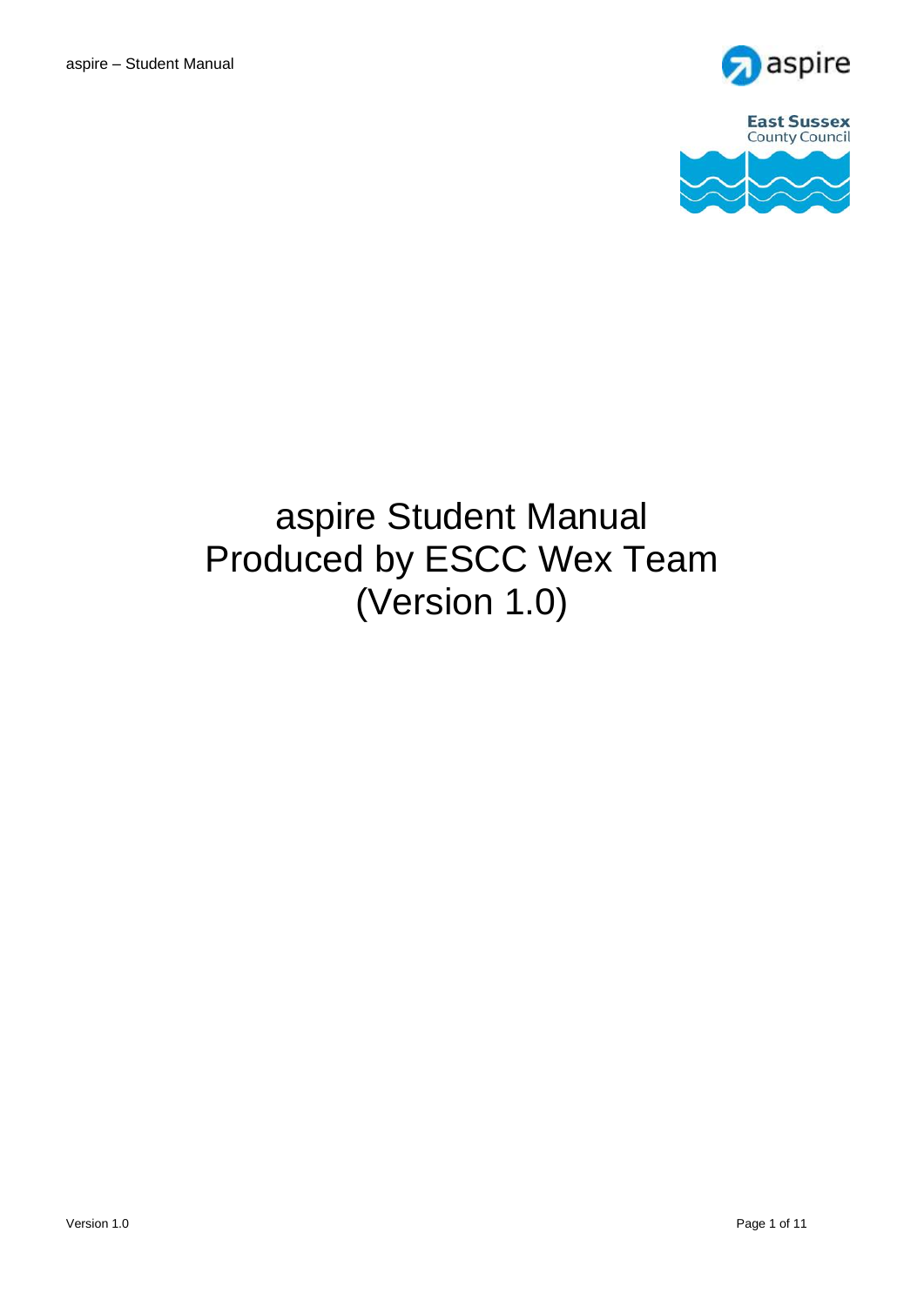# aspire Student Manual
# Produced by ESCC Wex Team
# (Version 1.0)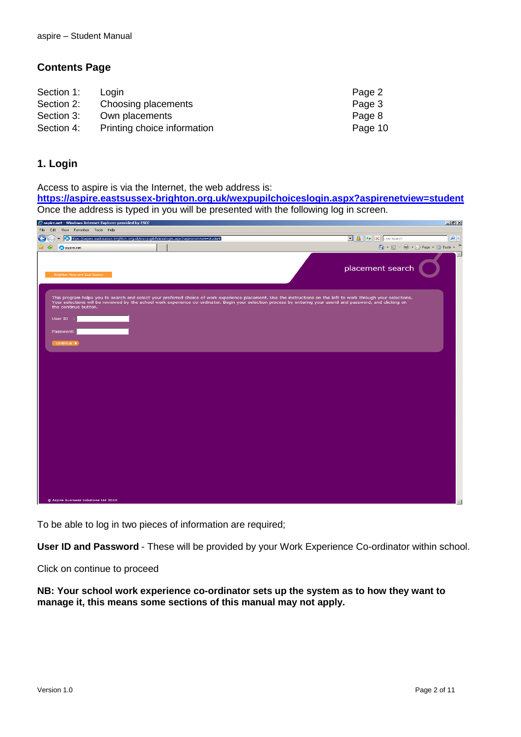## Contents Page

| | | |
|---|---|---|
| Section 1: | Login | Page 2 |
| Section 2: | Choosing placements | Page 3 |
| Section 3: | Own placements | Page 8 |
| Section 4: | Printing choice information | Page 10 |

## 1. Login

Access to aspire is via the Internet, the web address is:
**https://aspire.eastsussex-brighton.org.uk/wexpupilchoiceslogin.aspx?aspirenetview=student**
Once the address is typed in you will be presented with the following log in screen.

To be able to log in two pieces of information are required;

**User ID and Password** - These will be provided by your Work Experience Co-ordinator within school.

Click on continue to proceed

**NB: Your school work experience co-ordinator sets up the system as to how they want to manage it, this means some sections of this manual may not apply.**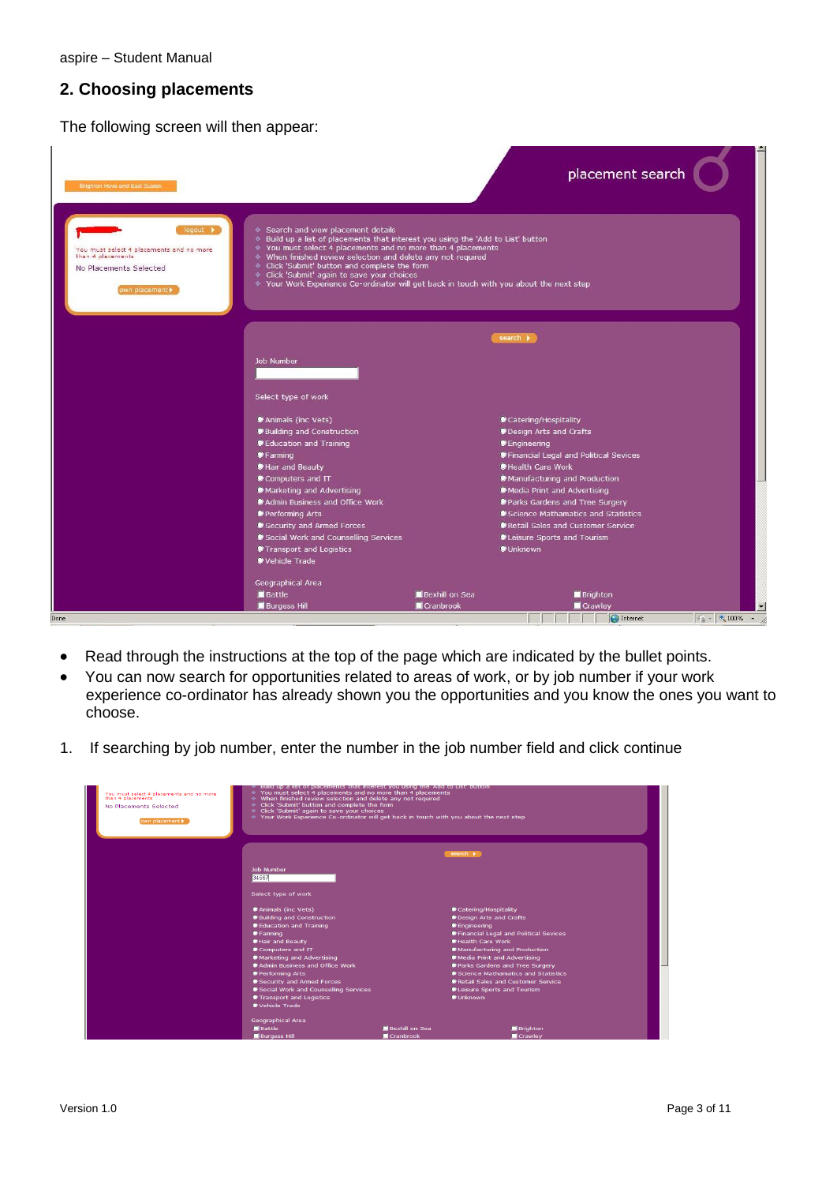## 2. Choosing placements

The following screen will then appear:

- Read through the instructions at the top of the page which are indicated by the bullet points.
- You can now search for opportunities related to areas of work, or by job number if your work experience co-ordinator has already shown you the opportunities and you know the ones you want to choose.

1. If searching by job number, enter the number in the job number field and click continue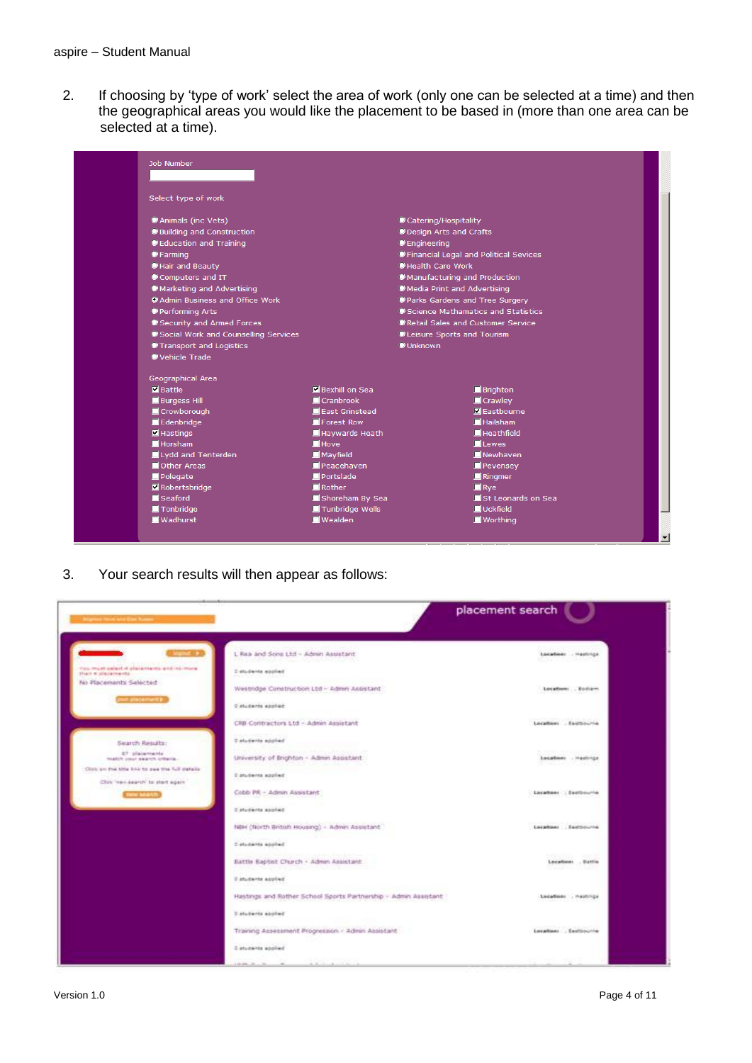2. If choosing by 'type of work' select the area of work (only one can be selected at a time) and then the geographical areas you would like the placement to be based in (more than one area can be selected at a time).

Job Number

Select type of work

- Animals (inc Vets)
- Building and Construction
- Education and Training
- Farming
- Hair and Beauty
- Computers and IT
- Marketing and Advertising
- Admin Business and Office Work
- Performing Arts
- Security and Armed Forces
- Social Work and Counselling Services
- Transport and Logistics
- Vehicle Trade
- Catering/Hospitality
- Design Arts and Crafts
- Engineering
- Financial Legal and Political Sevices
- Health Care Work
- Manufacturing and Production
- Media Print and Advertising
- Parks Gardens and Tree Surgery
- Science Mathamatics and Statistics
- Retail Sales and Customer Service
- Leisure Sports and Tourism
- Unknown

Geographical Area

| | | |
|---|---|---|
| ☑ Battle | ☑ Bexhill on Sea | ☐ Brighton |
| ☐ Burgess Hill | ☐ Cranbrook | ☐ Crawley |
| ☐ Crowborough | ☐ East Grinstead | ☑ Eastbourne |
| ☐ Edenbridge | ☐ Forest Row | ☐ Hailsham |
| ☑ Hastings | ☐ Haywards Heath | ☐ Heathfield |
| ☐ Horsham | ☐ Hove | ☐ Lewes |
| ☐ Lydd and Tenterden | ☐ Mayfield | ☐ Newhaven |
| ☐ Other Areas | ☐ Peacehaven | ☐ Pevensey |
| ☐ Polegate | ☐ Portslade | ☐ Ringmer |
| ☑ Robertsbridge | ☐ Rother | ☐ Rye |
| ☐ Seaford | ☐ Shoreham By Sea | ☐ St Leonards on Sea |
| ☐ Tonbridge | ☐ Tunbridge Wells | ☐ Uckfield |
| ☐ Wadhurst | ☐ Wealden | ☐ Worthing |

3. Your search results will then appear as follows:

placement search

No Placements Selected

Search Results:

| Placement | Location |
|---|---|
| L Rea and Sons Ltd - Admin Assistant | Hastings |
| Westridge Construction Ltd - Admin Assistant | Bodiam |
| CRB Contractors Ltd - Admin Assistant | Eastbourne |
| University of Brighton - Admin Assistant | Hastings |
| Cobb PR - Admin Assistant | Eastbourne |
| NBH (North British Housing) - Admin Assistant | Eastbourne |
| Battle Baptist Church - Admin Assistant | Battle |
| Hastings and Rother School Sports Partnership - Admin Assistant | Hastings |
| Training Assessment Progression - Admin Assistant | Eastbourne |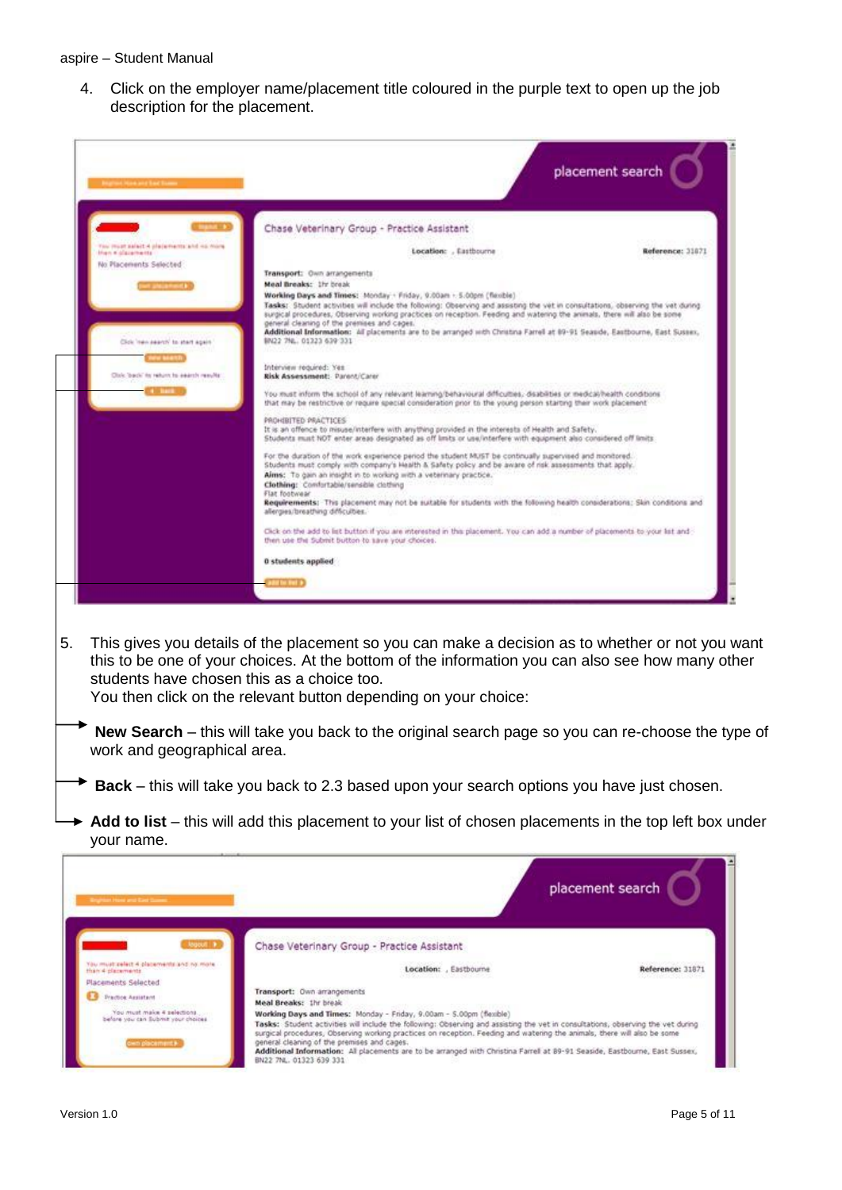4. Click on the employer name/placement title coloured in the purple text to open up the job description for the placement.

5. This gives you details of the placement so you can make a decision as to whether or not you want this to be one of your choices. At the bottom of the information you can also see how many other students have chosen this as a choice too.
   You then click on the relevant button depending on your choice:

   **New Search** – this will take you back to the original search page so you can re-choose the type of work and geographical area.

   **Back** – this will take you back to 2.3 based upon your search options you have just chosen.

   **Add to list** – this will add this placement to your list of chosen placements in the top left box under your name.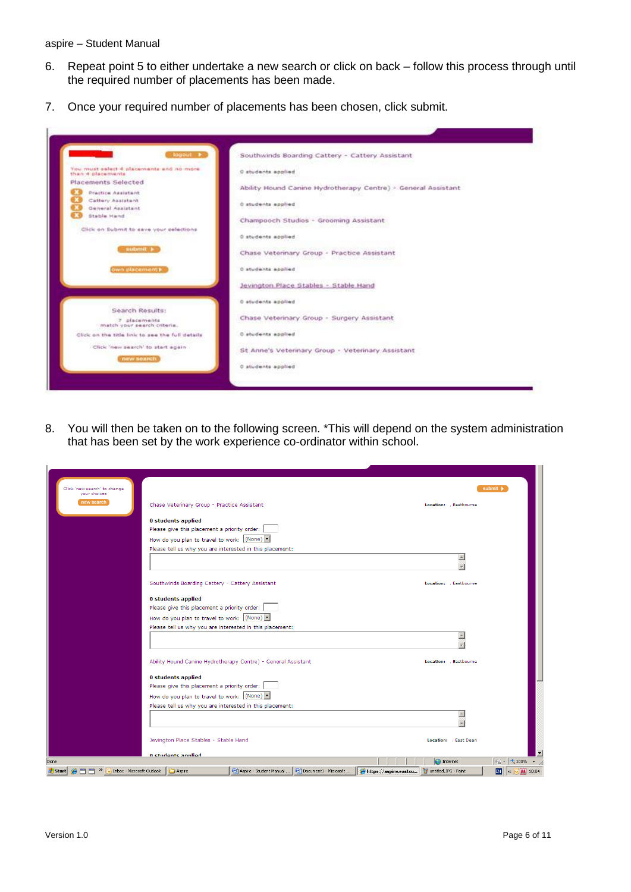6. Repeat point 5 to either undertake a new search or click on back – follow this process through until the required number of placements has been made.

7. Once your required number of placements has been chosen, click submit.

8. You will then be taken on to the following screen. *This will depend on the system administration that has been set by the work experience co-ordinator within school.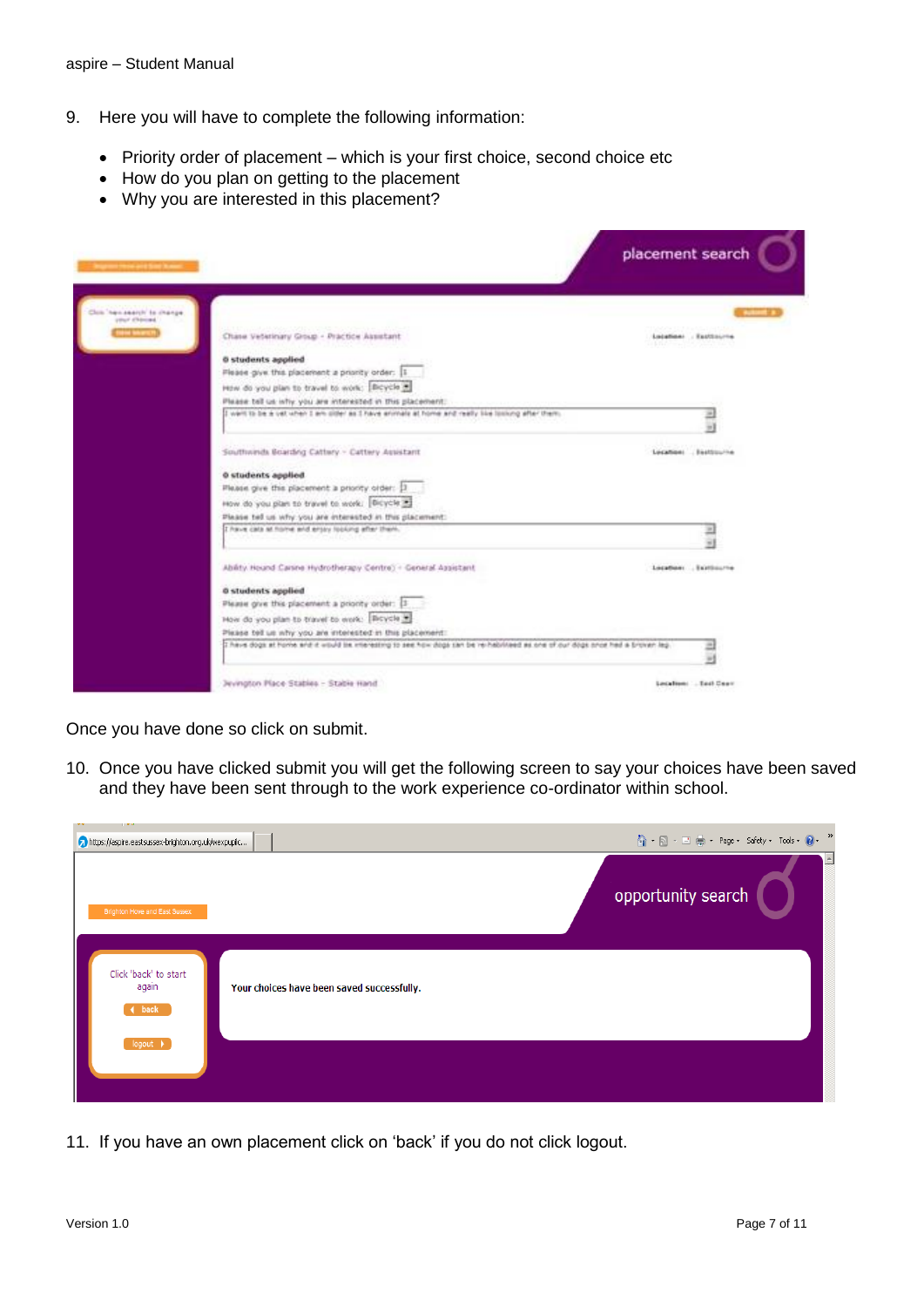9. Here you will have to complete the following information:

   - Priority order of placement – which is your first choice, second choice etc
   - How do you plan on getting to the placement
   - Why you are interested in this placement?

Once you have done so click on submit.

10. Once you have clicked submit you will get the following screen to say your choices have been saved and they have been sent through to the work experience co-ordinator within school.

11. If you have an own placement click on 'back' if you do not click logout.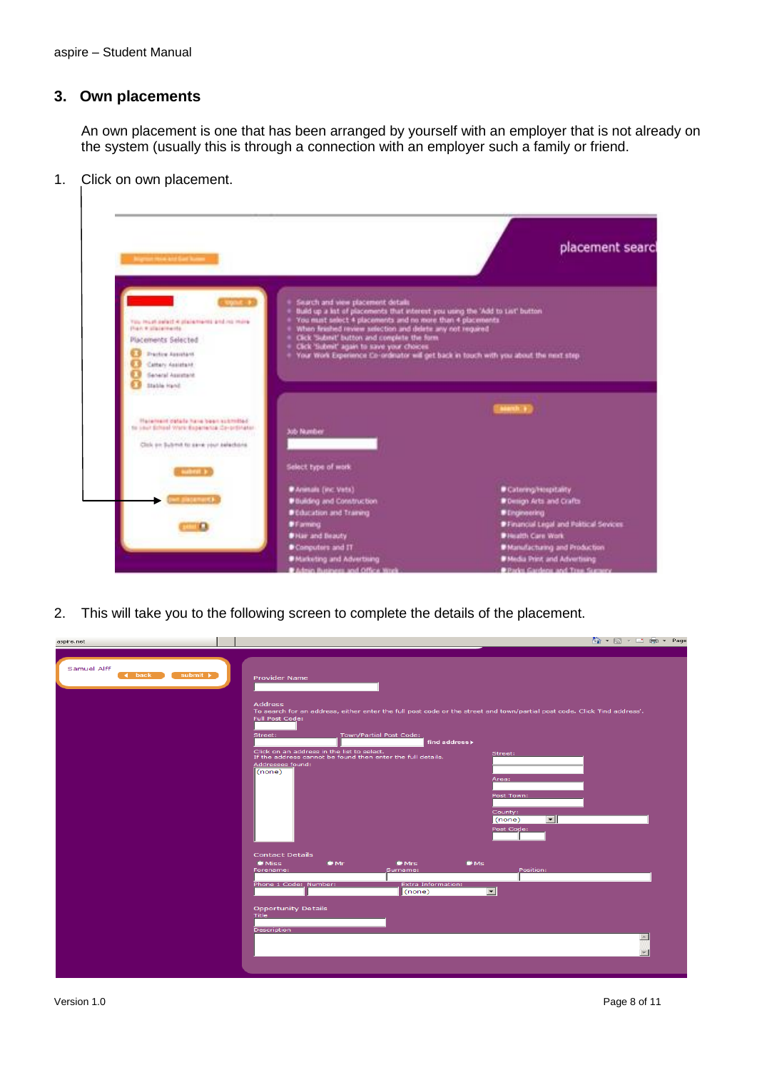## 3. Own placements

An own placement is one that has been arranged by yourself with an employer that is not already on the system (usually this is through a connection with an employer such a family or friend.

1. Click on own placement.

2. This will take you to the following screen to complete the details of the placement.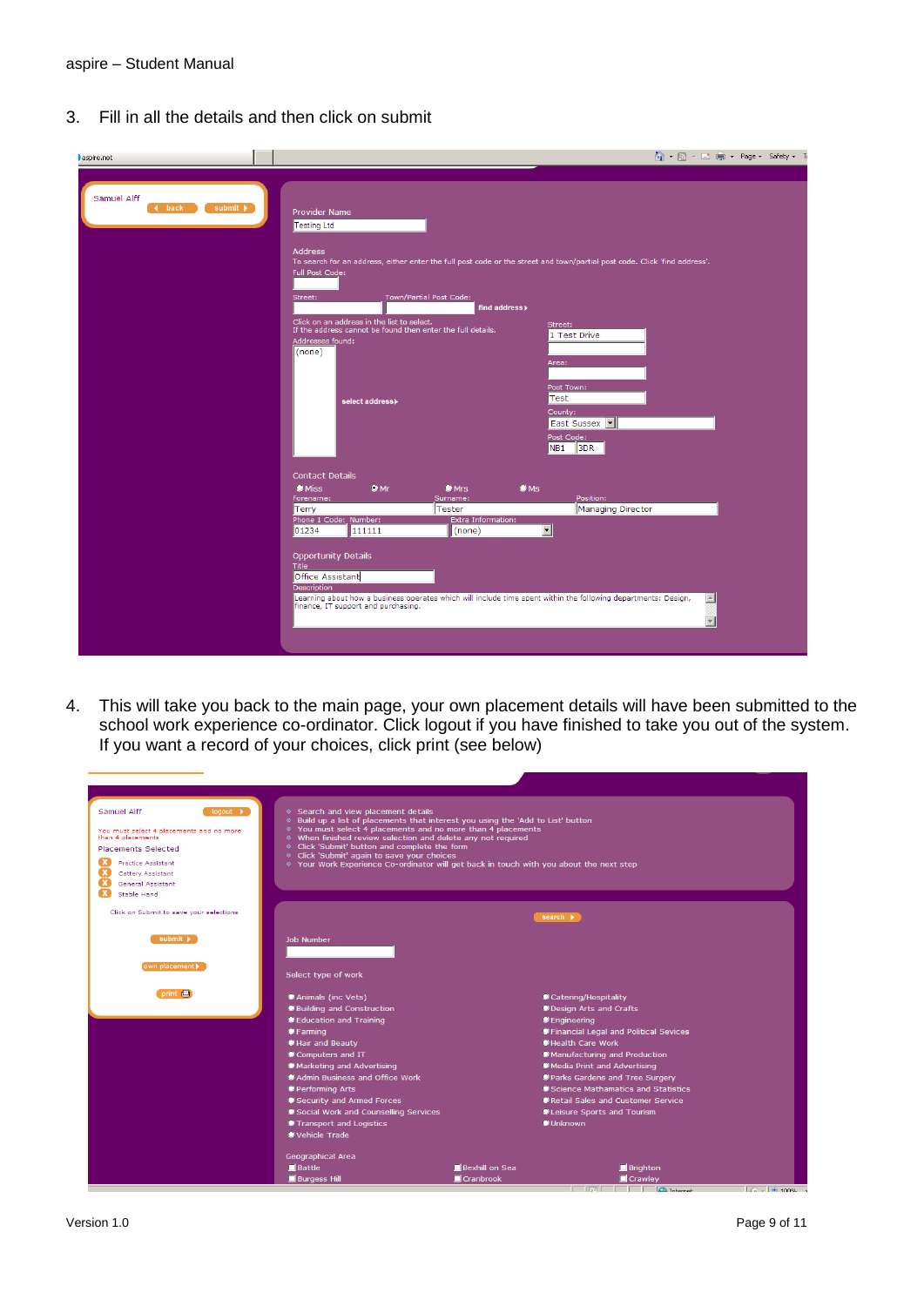3. Fill in all the details and then click on submit

4. This will take you back to the main page, your own placement details will have been submitted to the school work experience co-ordinator. Click logout if you have finished to take you out of the system. If you want a record of your choices, click print (see below)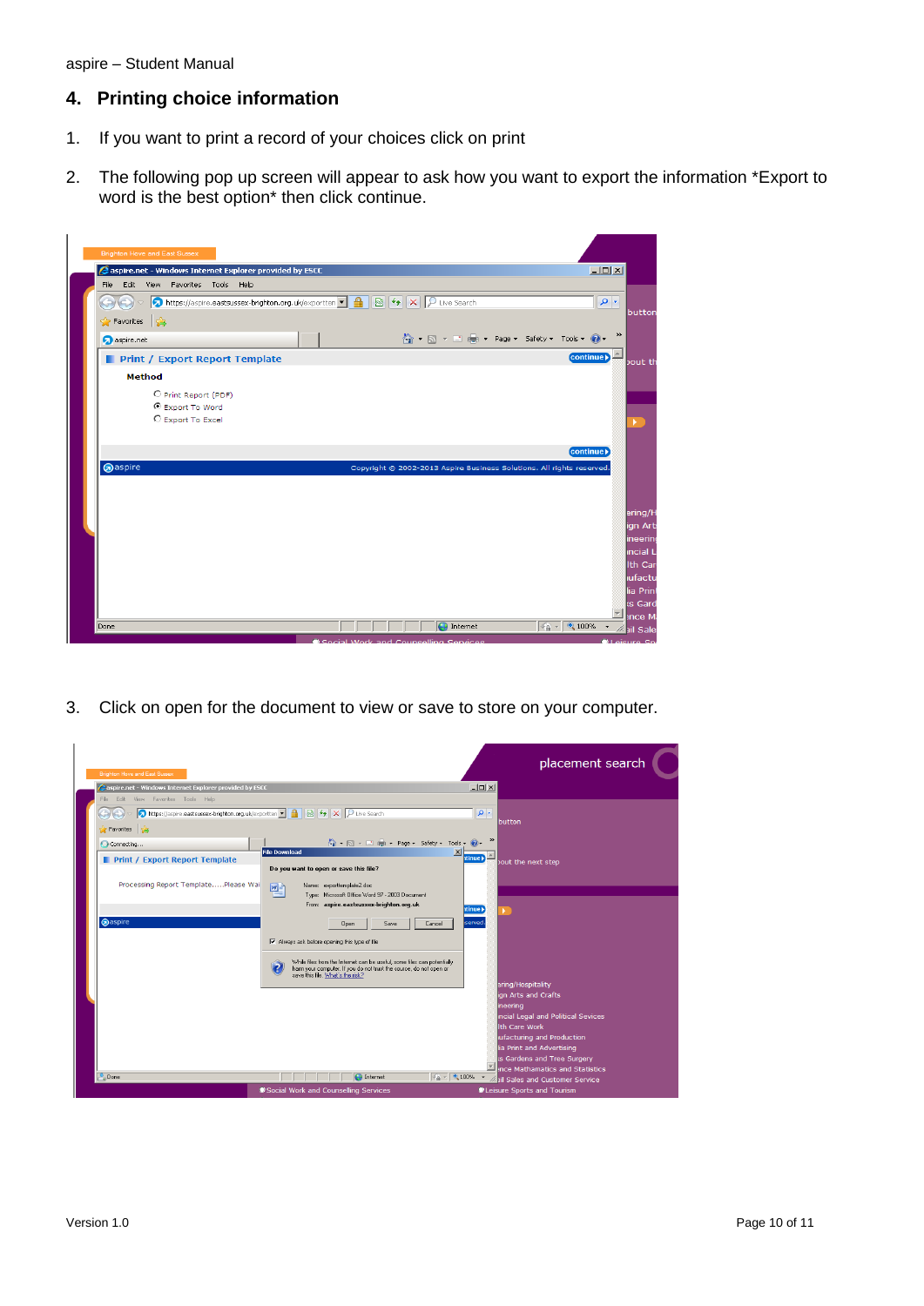## 4. Printing choice information

1. If you want to print a record of your choices click on print

2. The following pop up screen will appear to ask how you want to export the information *Export to word is the best option* then click continue.

3. Click on open for the document to view or save to store on your computer.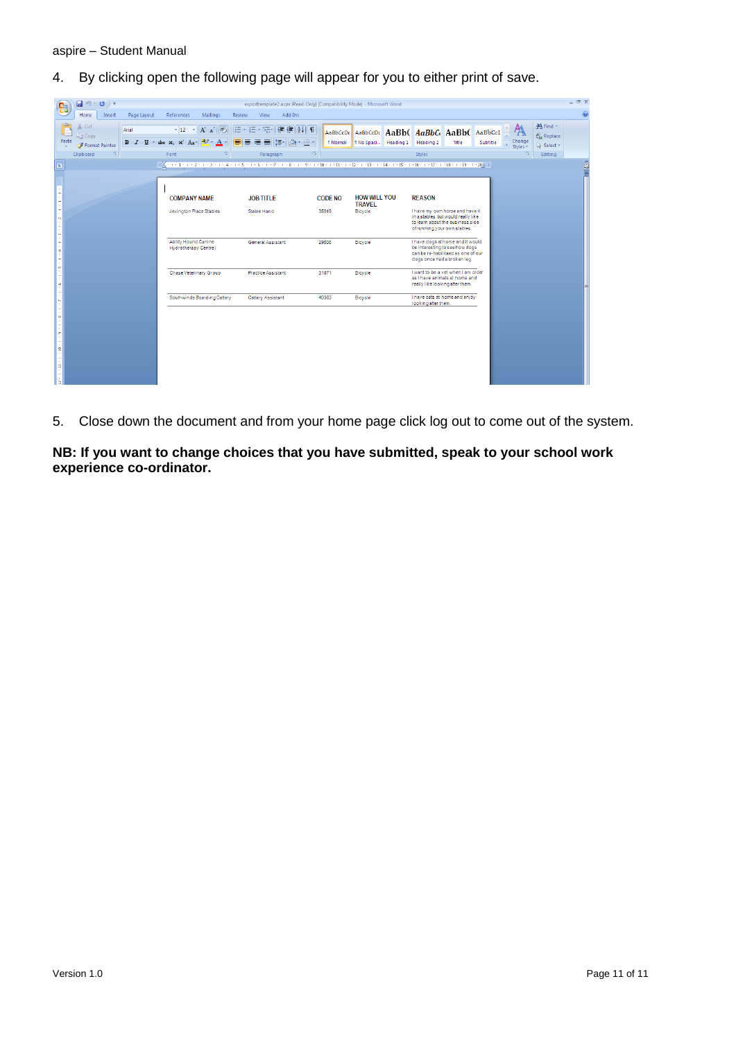4. By clicking open the following page will appear for you to either print of save.

| COMPANY NAME | JOB TITLE | CODE NO | HOW WILL YOU TRAVEL | REASON |
|---|---|---|---|---|
| Jevington Place Stables | Stable Hand | 35919 | Bicycle | I have my own horse and have it in a stables but would really like to learn about the business side of running your own stables. |
| Ability Hound Canine Hydrotherapy Centre) | General Assistant | 29606 | Bicycle | I have dogs at home and it would be interesting to see how dogs can be re-habilitated as one of our dogs once had a broken leg. |
| Chase Veterinary Group | Practice Assistant | 31871 | Bicycle | I want to be a vet when I am older as I have animals at home and really like looking after them. |
| Southwinds Boarding Cattery | Cattery Assistant | 40383 | Bicycle | I have cats at home and enjoy looking after them. |

5. Close down the document and from your home page click log out to come out of the system.

**NB: If you want to change choices that you have submitted, speak to your school work experience co-ordinator.**